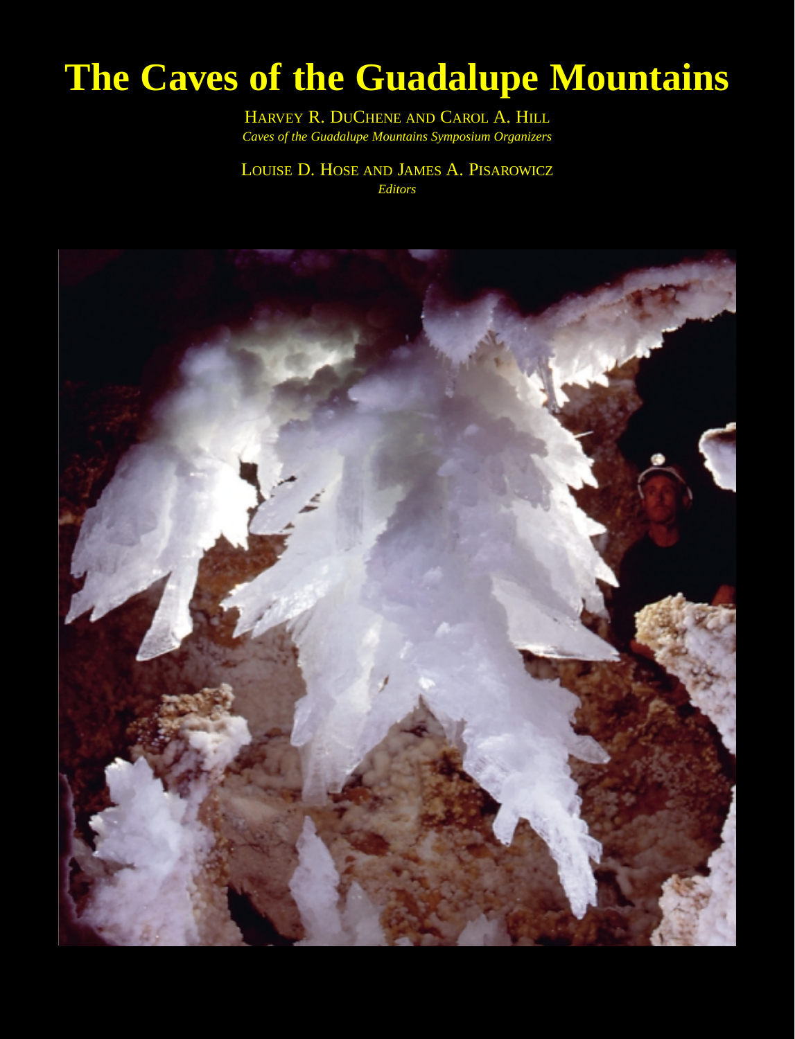# The Caves of the Guadalupe Mountains

HARVEY R. DUCHENE AND CAROL A. HILL
*Caves of the Guadalupe Mountains Symposium Organizers*

LOUISE D. HOSE AND JAMES A. PISAROWICZ
*Editors*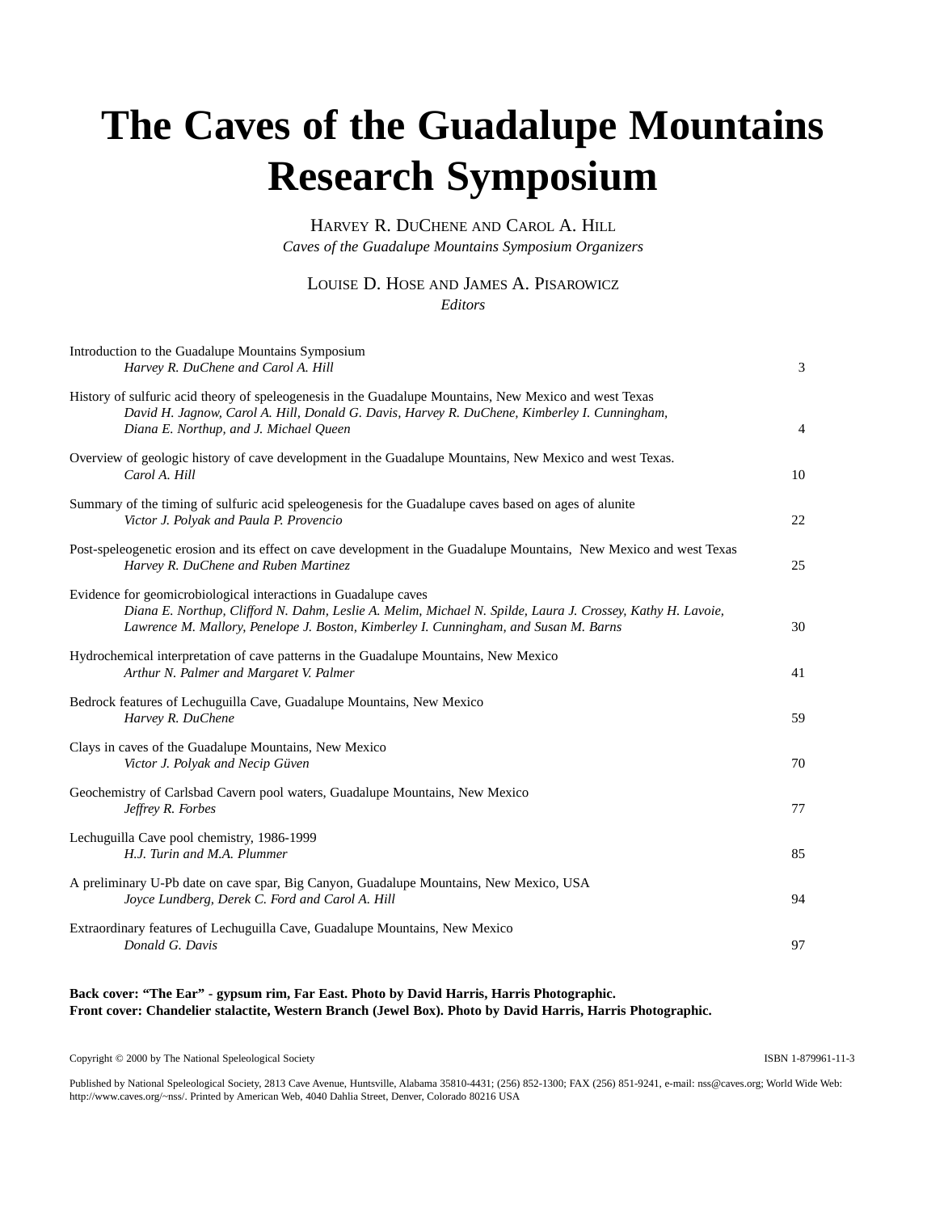# The Caves of the Guadalupe Mountains Research Symposium

HARVEY R. DUCHENE AND CAROL A. HILL
*Caves of the Guadalupe Mountains Symposium Organizers*

LOUISE D. HOSE AND JAMES A. PISAROWICZ
*Editors*

Introduction to the Guadalupe Mountains Symposium
*Harvey R. DuChene and Carol A. Hill* 3

History of sulfuric acid theory of speleogenesis in the Guadalupe Mountains, New Mexico and west Texas
*David H. Jagnow, Carol A. Hill, Donald G. Davis, Harvey R. DuChene, Kimberley I. Cunningham, Diana E. Northup, and J. Michael Queen* 4

Overview of geologic history of cave development in the Guadalupe Mountains, New Mexico and west Texas.
*Carol A. Hill* 10

Summary of the timing of sulfuric acid speleogenesis for the Guadalupe caves based on ages of alunite
*Victor J. Polyak and Paula P. Provencio* 22

Post-speleogenetic erosion and its effect on cave development in the Guadalupe Mountains, New Mexico and west Texas
*Harvey R. DuChene and Ruben Martinez* 25

Evidence for geomicrobiological interactions in Guadalupe caves
*Diana E. Northup, Clifford N. Dahm, Leslie A. Melim, Michael N. Spilde, Laura J. Crossey, Kathy H. Lavoie, Lawrence M. Mallory, Penelope J. Boston, Kimberley I. Cunningham, and Susan M. Barns* 30

Hydrochemical interpretation of cave patterns in the Guadalupe Mountains, New Mexico
*Arthur N. Palmer and Margaret V. Palmer* 41

Bedrock features of Lechuguilla Cave, Guadalupe Mountains, New Mexico
*Harvey R. DuChene* 59

Clays in caves of the Guadalupe Mountains, New Mexico
*Victor J. Polyak and Necip Güven* 70

Geochemistry of Carlsbad Cavern pool waters, Guadalupe Mountains, New Mexico
*Jeffrey R. Forbes* 77

Lechuguilla Cave pool chemistry, 1986-1999
*H.J. Turin and M.A. Plummer* 85

A preliminary U-Pb date on cave spar, Big Canyon, Guadalupe Mountains, New Mexico, USA
*Joyce Lundberg, Derek C. Ford and Carol A. Hill* 94

Extraordinary features of Lechuguilla Cave, Guadalupe Mountains, New Mexico
*Donald G. Davis* 97

**Back cover: "The Ear" - gypsum rim, Far East. Photo by David Harris, Harris Photographic.**
**Front cover: Chandelier stalactite, Western Branch (Jewel Box). Photo by David Harris, Harris Photographic.**

Copyright © 2000 by The National Speleological Society ISBN 1-879961-11-3

Published by National Speleological Society, 2813 Cave Avenue, Huntsville, Alabama 35810-4431; (256) 852-1300; FAX (256) 851-9241, e-mail: nss@caves.org; World Wide Web: http://www.caves.org/~nss/. Printed by American Web, 4040 Dahlia Street, Denver, Colorado 80216 USA